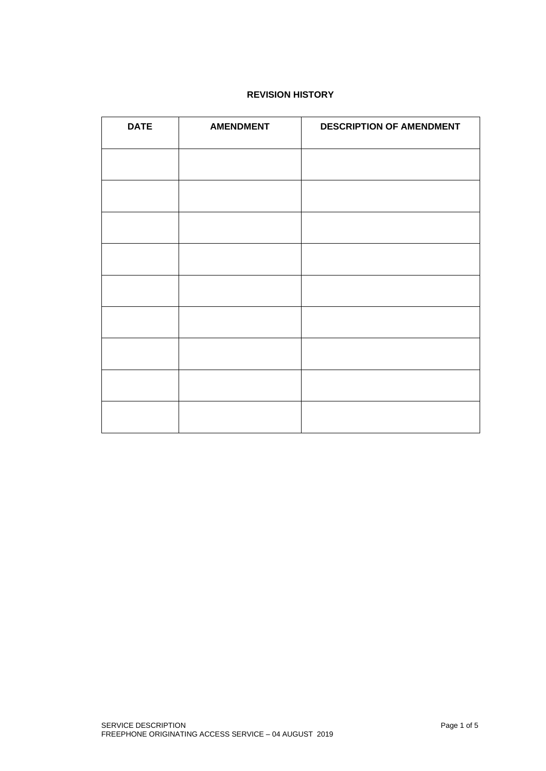**REVISION HISTORY**

| DATE | AMENDMENT | DESCRIPTION OF AMENDMENT |
| --- | --- | --- |
| | | |
| | | |
| | | |
| | | |
| | | |
| | | |
| | | |
| | | |
| | | |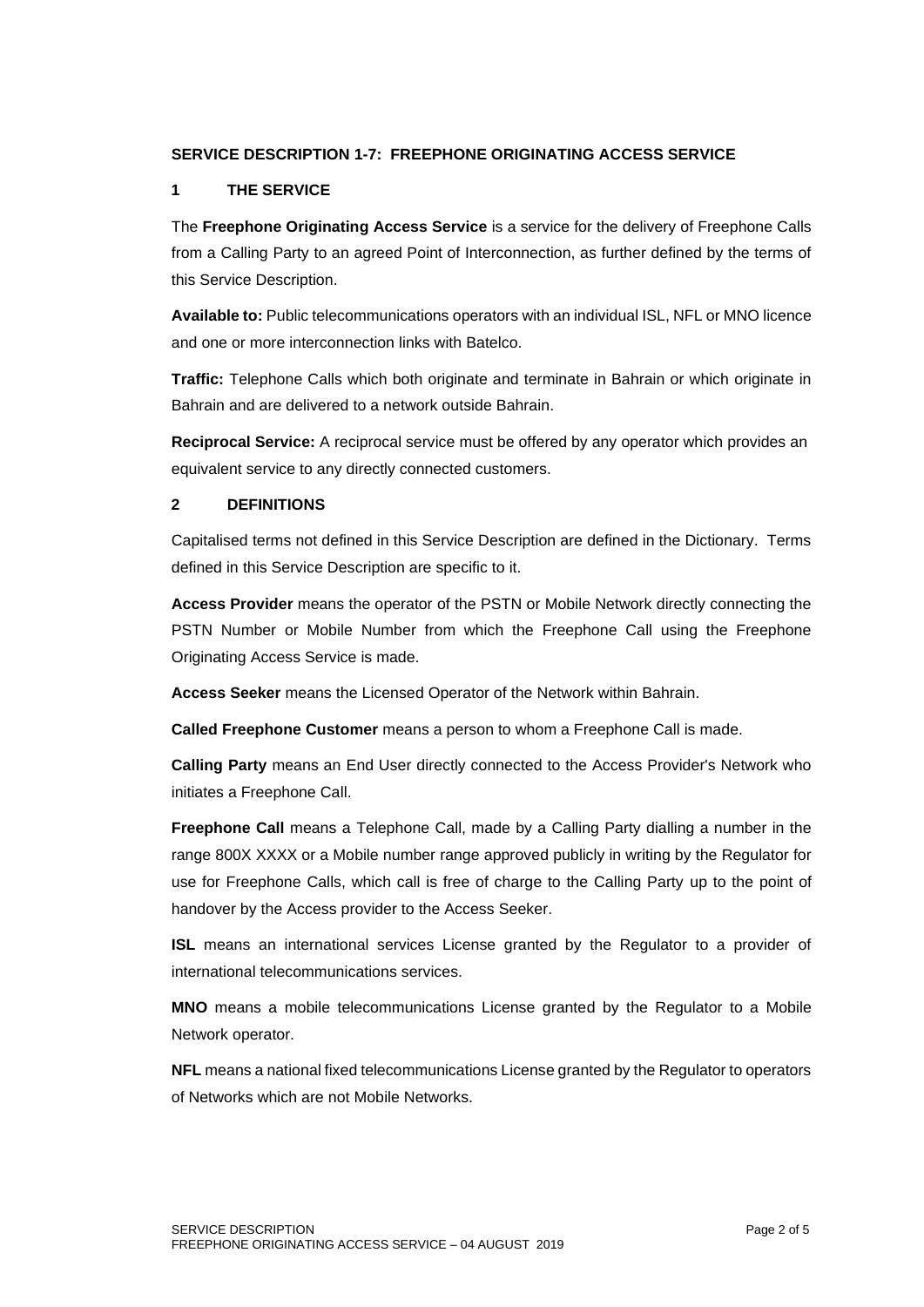**SERVICE DESCRIPTION 1-7: FREEPHONE ORIGINATING ACCESS SERVICE**

## 1 THE SERVICE

The **Freephone Originating Access Service** is a service for the delivery of Freephone Calls from a Calling Party to an agreed Point of Interconnection, as further defined by the terms of this Service Description.

**Available to:** Public telecommunications operators with an individual ISL, NFL or MNO licence and one or more interconnection links with Batelco.

**Traffic:** Telephone Calls which both originate and terminate in Bahrain or which originate in Bahrain and are delivered to a network outside Bahrain.

**Reciprocal Service:** A reciprocal service must be offered by any operator which provides an equivalent service to any directly connected customers.

## 2 DEFINITIONS

Capitalised terms not defined in this Service Description are defined in the Dictionary. Terms defined in this Service Description are specific to it.

**Access Provider** means the operator of the PSTN or Mobile Network directly connecting the PSTN Number or Mobile Number from which the Freephone Call using the Freephone Originating Access Service is made.

**Access Seeker** means the Licensed Operator of the Network within Bahrain.

**Called Freephone Customer** means a person to whom a Freephone Call is made.

**Calling Party** means an End User directly connected to the Access Provider's Network who initiates a Freephone Call.

**Freephone Call** means a Telephone Call, made by a Calling Party dialling a number in the range 800X XXXX or a Mobile number range approved publicly in writing by the Regulator for use for Freephone Calls, which call is free of charge to the Calling Party up to the point of handover by the Access provider to the Access Seeker.

**ISL** means an international services License granted by the Regulator to a provider of international telecommunications services.

**MNO** means a mobile telecommunications License granted by the Regulator to a Mobile Network operator.

**NFL** means a national fixed telecommunications License granted by the Regulator to operators of Networks which are not Mobile Networks.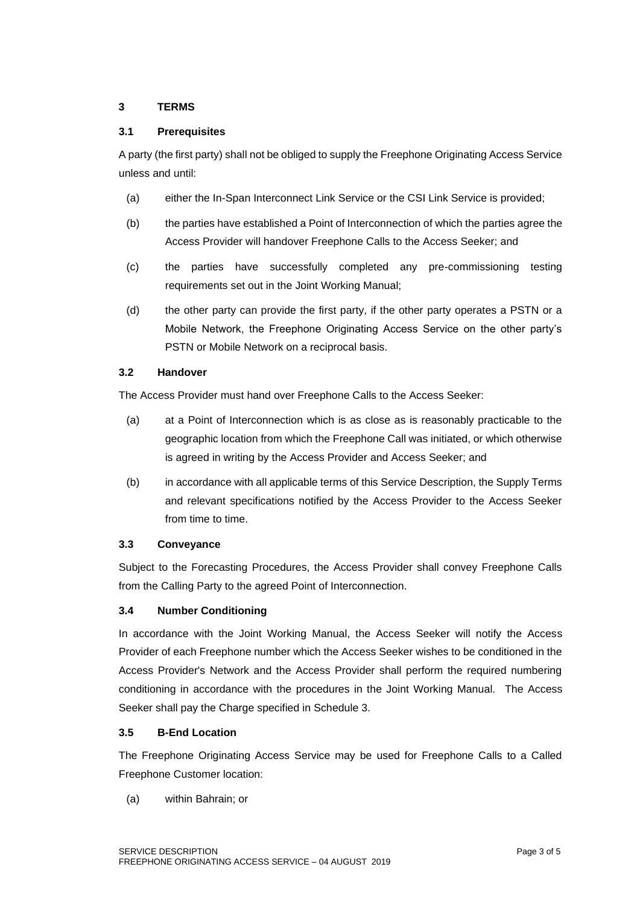## 3 TERMS

### 3.1 Prerequisites

A party (the first party) shall not be obliged to supply the Freephone Originating Access Service unless and until:

(a) either the In-Span Interconnect Link Service or the CSI Link Service is provided;

(b) the parties have established a Point of Interconnection of which the parties agree the Access Provider will handover Freephone Calls to the Access Seeker; and

(c) the parties have successfully completed any pre-commissioning testing requirements set out in the Joint Working Manual;

(d) the other party can provide the first party, if the other party operates a PSTN or a Mobile Network, the Freephone Originating Access Service on the other party's PSTN or Mobile Network on a reciprocal basis.

### 3.2 Handover

The Access Provider must hand over Freephone Calls to the Access Seeker:

(a) at a Point of Interconnection which is as close as is reasonably practicable to the geographic location from which the Freephone Call was initiated, or which otherwise is agreed in writing by the Access Provider and Access Seeker; and

(b) in accordance with all applicable terms of this Service Description, the Supply Terms and relevant specifications notified by the Access Provider to the Access Seeker from time to time.

### 3.3 Conveyance

Subject to the Forecasting Procedures, the Access Provider shall convey Freephone Calls from the Calling Party to the agreed Point of Interconnection.

### 3.4 Number Conditioning

In accordance with the Joint Working Manual, the Access Seeker will notify the Access Provider of each Freephone number which the Access Seeker wishes to be conditioned in the Access Provider's Network and the Access Provider shall perform the required numbering conditioning in accordance with the procedures in the Joint Working Manual. The Access Seeker shall pay the Charge specified in Schedule 3.

### 3.5 B-End Location

The Freephone Originating Access Service may be used for Freephone Calls to a Called Freephone Customer location:

(a) within Bahrain; or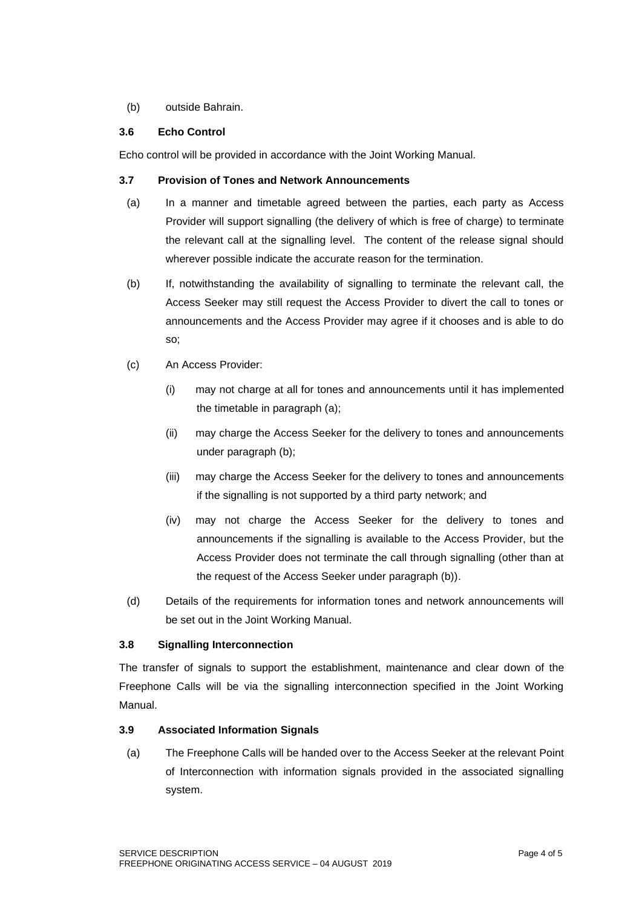(b) outside Bahrain.

### 3.6 Echo Control

Echo control will be provided in accordance with the Joint Working Manual.

### 3.7 Provision of Tones and Network Announcements

(a) In a manner and timetable agreed between the parties, each party as Access Provider will support signalling (the delivery of which is free of charge) to terminate the relevant call at the signalling level. The content of the release signal should wherever possible indicate the accurate reason for the termination.

(b) If, notwithstanding the availability of signalling to terminate the relevant call, the Access Seeker may still request the Access Provider to divert the call to tones or announcements and the Access Provider may agree if it chooses and is able to do so;

(c) An Access Provider:

  (i) may not charge at all for tones and announcements until it has implemented the timetable in paragraph (a);

  (ii) may charge the Access Seeker for the delivery to tones and announcements under paragraph (b);

  (iii) may charge the Access Seeker for the delivery to tones and announcements if the signalling is not supported by a third party network; and

  (iv) may not charge the Access Seeker for the delivery to tones and announcements if the signalling is available to the Access Provider, but the Access Provider does not terminate the call through signalling (other than at the request of the Access Seeker under paragraph (b)).

(d) Details of the requirements for information tones and network announcements will be set out in the Joint Working Manual.

### 3.8 Signalling Interconnection

The transfer of signals to support the establishment, maintenance and clear down of the Freephone Calls will be via the signalling interconnection specified in the Joint Working Manual.

### 3.9 Associated Information Signals

(a) The Freephone Calls will be handed over to the Access Seeker at the relevant Point of Interconnection with information signals provided in the associated signalling system.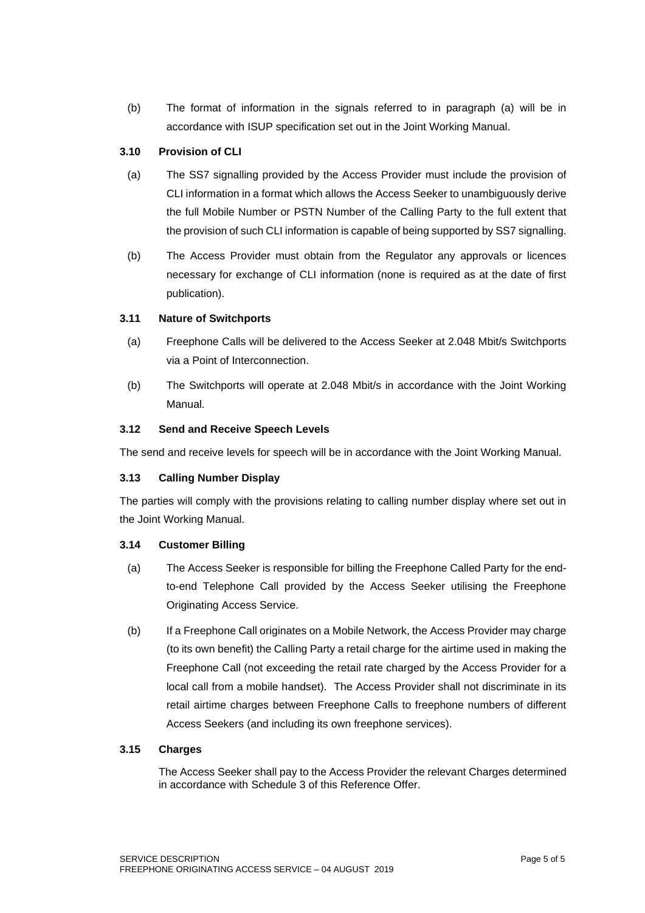(b) The format of information in the signals referred to in paragraph (a) will be in accordance with ISUP specification set out in the Joint Working Manual.

### 3.10 Provision of CLI

(a) The SS7 signalling provided by the Access Provider must include the provision of CLI information in a format which allows the Access Seeker to unambiguously derive the full Mobile Number or PSTN Number of the Calling Party to the full extent that the provision of such CLI information is capable of being supported by SS7 signalling.

(b) The Access Provider must obtain from the Regulator any approvals or licences necessary for exchange of CLI information (none is required as at the date of first publication).

### 3.11 Nature of Switchports

(a) Freephone Calls will be delivered to the Access Seeker at 2.048 Mbit/s Switchports via a Point of Interconnection.

(b) The Switchports will operate at 2.048 Mbit/s in accordance with the Joint Working Manual.

### 3.12 Send and Receive Speech Levels

The send and receive levels for speech will be in accordance with the Joint Working Manual.

### 3.13 Calling Number Display

The parties will comply with the provisions relating to calling number display where set out in the Joint Working Manual.

### 3.14 Customer Billing

(a) The Access Seeker is responsible for billing the Freephone Called Party for the end-to-end Telephone Call provided by the Access Seeker utilising the Freephone Originating Access Service.

(b) If a Freephone Call originates on a Mobile Network, the Access Provider may charge (to its own benefit) the Calling Party a retail charge for the airtime used in making the Freephone Call (not exceeding the retail rate charged by the Access Provider for a local call from a mobile handset). The Access Provider shall not discriminate in its retail airtime charges between Freephone Calls to freephone numbers of different Access Seekers (and including its own freephone services).

### 3.15 Charges

The Access Seeker shall pay to the Access Provider the relevant Charges determined in accordance with Schedule 3 of this Reference Offer.